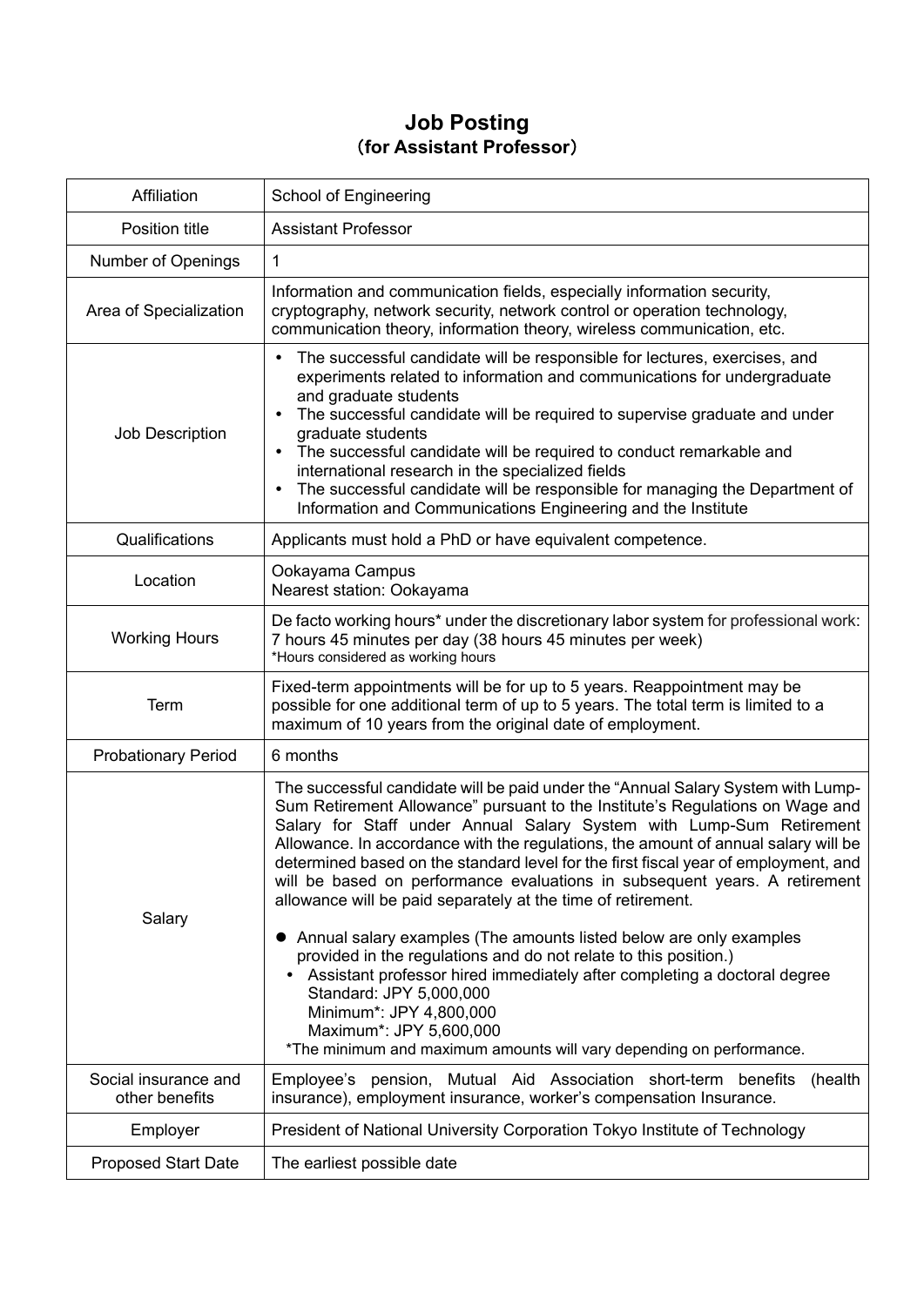# Job Posting
## (for Assistant Professor)

| | |
|---|---|
| Affiliation | School of Engineering |
| Position title | Assistant Professor |
| Number of Openings | 1 |
| Area of Specialization | Information and communication fields, especially information security, cryptography, network security, network control or operation technology, communication theory, information theory, wireless communication, etc. |
| Job Description | • The successful candidate will be responsible for lectures, exercises, and experiments related to information and communications for undergraduate and graduate students<br>• The successful candidate will be required to supervise graduate and under graduate students<br>• The successful candidate will be required to conduct remarkable and international research in the specialized fields<br>• The successful candidate will be responsible for managing the Department of Information and Communications Engineering and the Institute |
| Qualifications | Applicants must hold a PhD or have equivalent competence. |
| Location | Ookayama Campus<br>Nearest station: Ookayama |
| Working Hours | De facto working hours* under the discretionary labor system for professional work: 7 hours 45 minutes per day (38 hours 45 minutes per week)<br>*Hours considered as working hours |
| Term | Fixed-term appointments will be for up to 5 years. Reappointment may be possible for one additional term of up to 5 years. The total term is limited to a maximum of 10 years from the original date of employment. |
| Probationary Period | 6 months |
| Salary | The successful candidate will be paid under the "Annual Salary System with Lump-Sum Retirement Allowance" pursuant to the Institute's Regulations on Wage and Salary for Staff under Annual Salary System with Lump-Sum Retirement Allowance. In accordance with the regulations, the amount of annual salary will be determined based on the standard level for the first fiscal year of employment, and will be based on performance evaluations in subsequent years. A retirement allowance will be paid separately at the time of retirement.<br><br>● Annual salary examples (The amounts listed below are only examples provided in the regulations and do not relate to this position.)<br>• Assistant professor hired immediately after completing a doctoral degree<br>Standard: JPY 5,000,000<br>Minimum*: JPY 4,800,000<br>Maximum*: JPY 5,600,000<br>*The minimum and maximum amounts will vary depending on performance. |
| Social insurance and other benefits | Employee's pension, Mutual Aid Association short-term benefits (health insurance), employment insurance, worker's compensation Insurance. |
| Employer | President of National University Corporation Tokyo Institute of Technology |
| Proposed Start Date | The earliest possible date |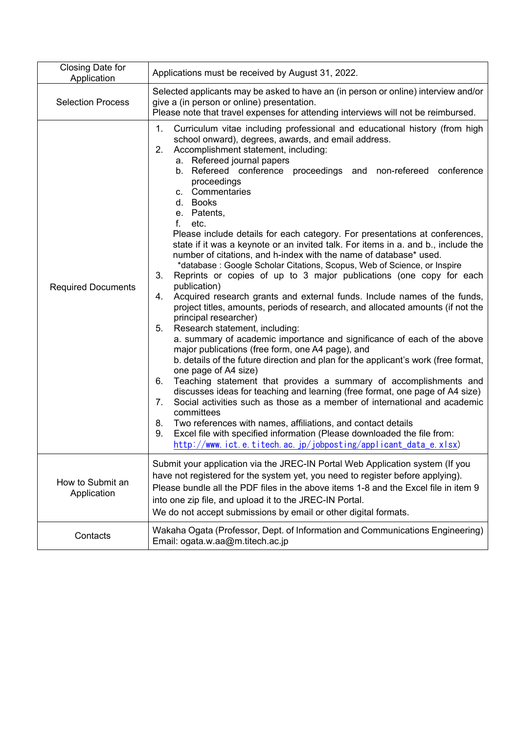| | |
|---|---|
| Closing Date for Application | Applications must be received by August 31, 2022. |
| Selection Process | Selected applicants may be asked to have an (in person or online) interview and/or give a (in person or online) presentation.<br>Please note that travel expenses for attending interviews will not be reimbursed. |
| Required Documents | 1. Curriculum vitae including professional and educational history (from high school onward), degrees, awards, and email address.<br>2. Accomplishment statement, including:<br>a. Refereed journal papers<br>b. Refereed conference proceedings and non-refereed conference proceedings<br>c. Commentaries<br>d. Books<br>e. Patents,<br>f. etc.<br>Please include details for each category. For presentations at conferences, state if it was a keynote or an invited talk. For items in a. and b., include the number of citations, and h-index with the name of database* used.<br>*database : Google Scholar Citations, Scopus, Web of Science, or Inspire<br>3. Reprints or copies of up to 3 major publications (one copy for each publication)<br>4. Acquired research grants and external funds. Include names of the funds, project titles, amounts, periods of research, and allocated amounts (if not the principal researcher)<br>5. Research statement, including:<br>a. summary of academic importance and significance of each of the above major publications (free form, one A4 page), and<br>b. details of the future direction and plan for the applicant's work (free format, one page of A4 size)<br>6. Teaching statement that provides a summary of accomplishments and discusses ideas for teaching and learning (free format, one page of A4 size)<br>7. Social activities such as those as a member of international and academic committees<br>8. Two references with names, affiliations, and contact details<br>9. Excel file with specified information (Please downloaded the file from: http://www.ict.e.titech.ac.jp/jobposting/applicant_data_e.xlsx) |
| How to Submit an Application | Submit your application via the JREC-IN Portal Web Application system (If you have not registered for the system yet, you need to register before applying).<br>Please bundle all the PDF files in the above items 1-8 and the Excel file in item 9 into one zip file, and upload it to the JREC-IN Portal.<br>We do not accept submissions by email or other digital formats. |
| Contacts | Wakaha Ogata (Professor, Dept. of Information and Communications Engineering)<br>Email: ogata.w.aa@m.titech.ac.jp |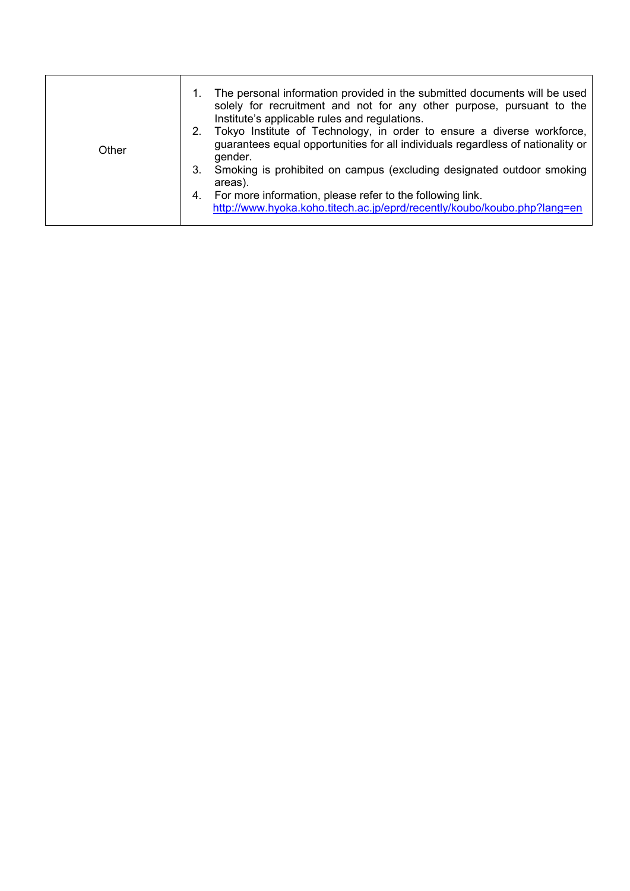| | |
|---|---|
| Other | 1. The personal information provided in the submitted documents will be used solely for recruitment and not for any other purpose, pursuant to the Institute's applicable rules and regulations.<br>2. Tokyo Institute of Technology, in order to ensure a diverse workforce, guarantees equal opportunities for all individuals regardless of nationality or gender.<br>3. Smoking is prohibited on campus (excluding designated outdoor smoking areas).<br>4. For more information, please refer to the following link.<br>http://www.hyoka.koho.titech.ac.jp/eprd/recently/koubo/koubo.php?lang=en |